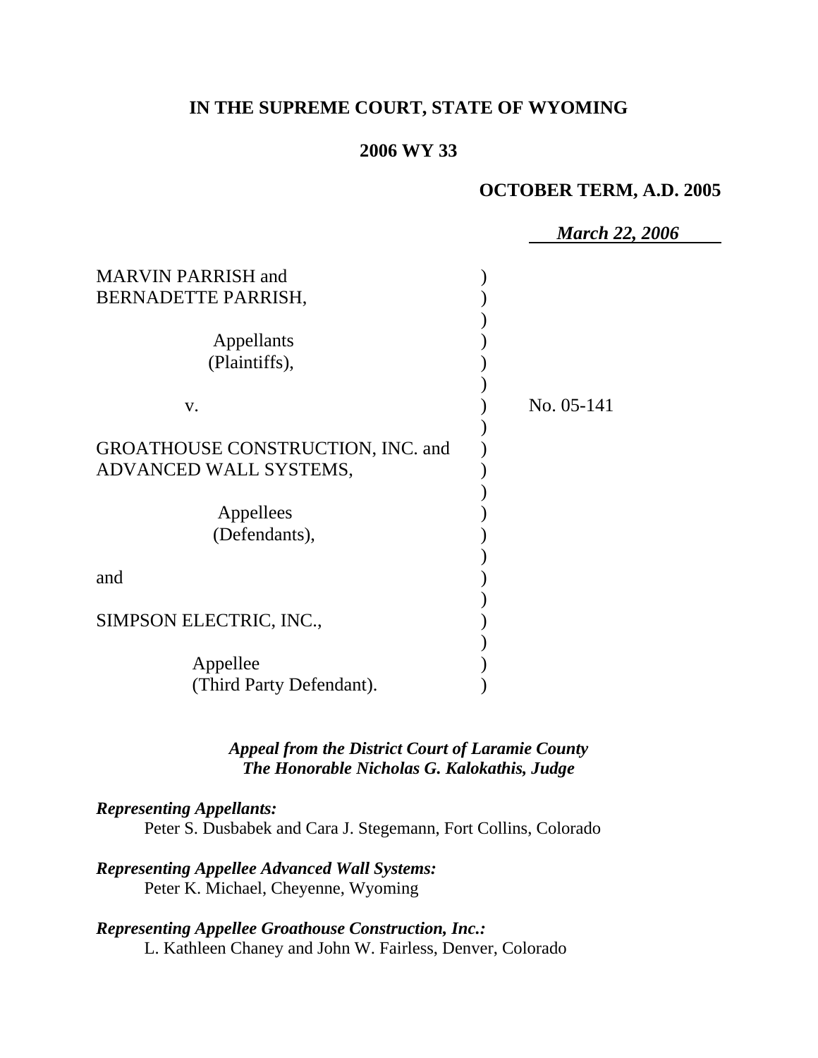**IN THE SUPREME COURT, STATE OF WYOMING**

**2006 WY 33**

**OCTOBER TERM, A.D. 2005**

***March 22, 2006***

MARVIN PARRISH and BERNADETTE PARRISH,

Appellants (Plaintiffs),

v.

GROATHOUSE CONSTRUCTION, INC. and ADVANCED WALL SYSTEMS,

Appellees (Defendants),

and

SIMPSON ELECTRIC, INC.,

Appellee (Third Party Defendant).

No. 05-141

***Appeal from the District Court of Laramie County***
***The Honorable Nicholas G. Kalokathis, Judge***

***Representing Appellants:***
Peter S. Dusbabek and Cara J. Stegemann, Fort Collins, Colorado

***Representing Appellee Advanced Wall Systems:***
Peter K. Michael, Cheyenne, Wyoming

***Representing Appellee Groathouse Construction, Inc.:***
L. Kathleen Chaney and John W. Fairless, Denver, Colorado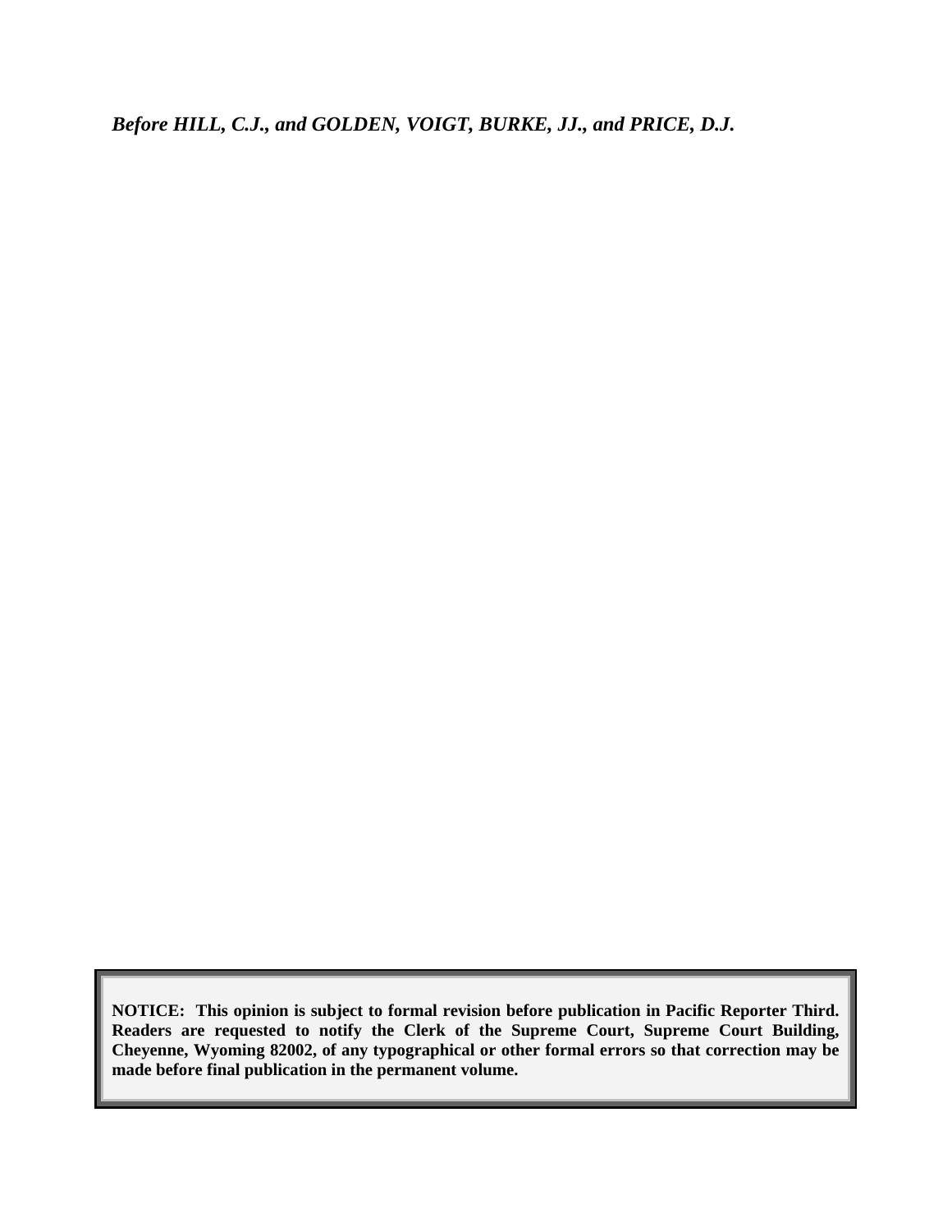*Before HILL, C.J., and GOLDEN, VOIGT, BURKE, JJ., and PRICE, D.J.*

**NOTICE: This opinion is subject to formal revision before publication in Pacific Reporter Third. Readers are requested to notify the Clerk of the Supreme Court, Supreme Court Building, Cheyenne, Wyoming 82002, of any typographical or other formal errors so that correction may be made before final publication in the permanent volume.**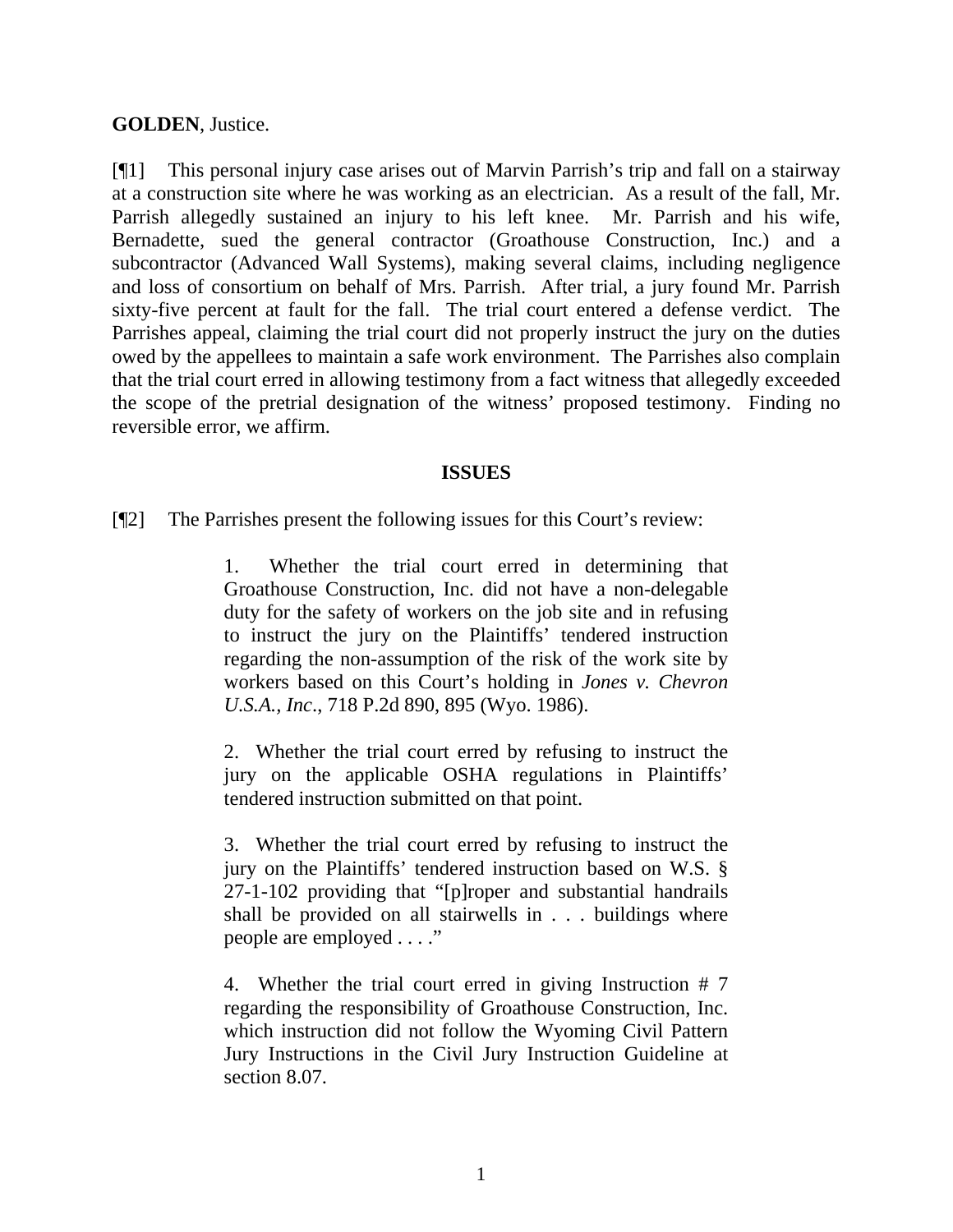**GOLDEN**, Justice.

[¶1] This personal injury case arises out of Marvin Parrish's trip and fall on a stairway at a construction site where he was working as an electrician. As a result of the fall, Mr. Parrish allegedly sustained an injury to his left knee. Mr. Parrish and his wife, Bernadette, sued the general contractor (Groathouse Construction, Inc.) and a subcontractor (Advanced Wall Systems), making several claims, including negligence and loss of consortium on behalf of Mrs. Parrish. After trial, a jury found Mr. Parrish sixty-five percent at fault for the fall. The trial court entered a defense verdict. The Parrishes appeal, claiming the trial court did not properly instruct the jury on the duties owed by the appellees to maintain a safe work environment. The Parrishes also complain that the trial court erred in allowing testimony from a fact witness that allegedly exceeded the scope of the pretrial designation of the witness' proposed testimony. Finding no reversible error, we affirm.

## ISSUES

[¶2] The Parrishes present the following issues for this Court's review:

> 1. Whether the trial court erred in determining that Groathouse Construction, Inc. did not have a non-delegable duty for the safety of workers on the job site and in refusing to instruct the jury on the Plaintiffs' tendered instruction regarding the non-assumption of the risk of the work site by workers based on this Court's holding in *Jones v. Chevron U.S.A., Inc*., 718 P.2d 890, 895 (Wyo. 1986).
>
> 2. Whether the trial court erred by refusing to instruct the jury on the applicable OSHA regulations in Plaintiffs' tendered instruction submitted on that point.
>
> 3. Whether the trial court erred by refusing to instruct the jury on the Plaintiffs' tendered instruction based on W.S. § 27-1-102 providing that "[p]roper and substantial handrails shall be provided on all stairwells in . . . buildings where people are employed . . . ."
>
> 4. Whether the trial court erred in giving Instruction # 7 regarding the responsibility of Groathouse Construction, Inc. which instruction did not follow the Wyoming Civil Pattern Jury Instructions in the Civil Jury Instruction Guideline at section 8.07.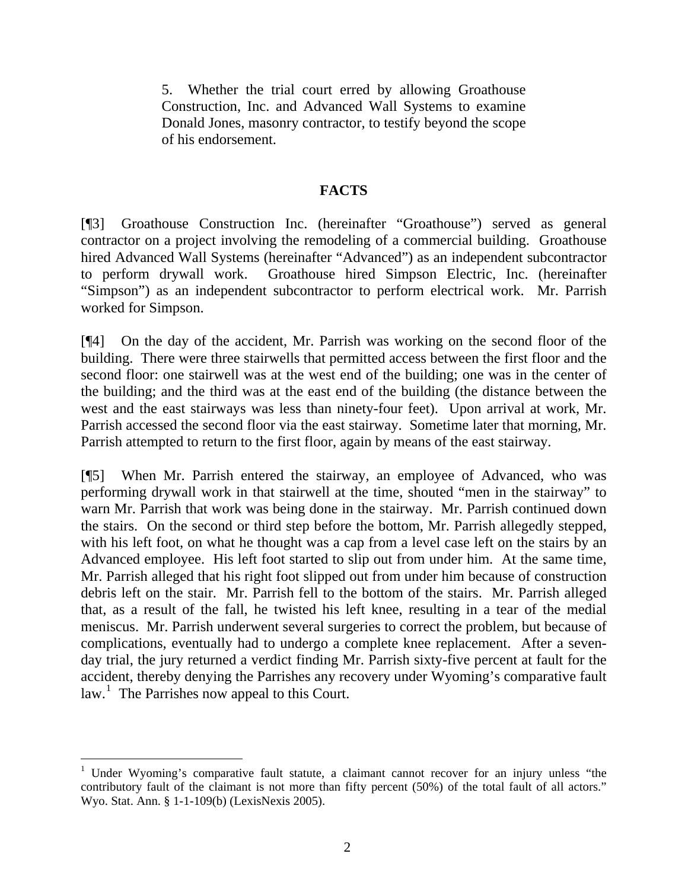> 5. Whether the trial court erred by allowing Groathouse Construction, Inc. and Advanced Wall Systems to examine Donald Jones, masonry contractor, to testify beyond the scope of his endorsement.

## FACTS

[¶3] Groathouse Construction Inc. (hereinafter "Groathouse") served as general contractor on a project involving the remodeling of a commercial building. Groathouse hired Advanced Wall Systems (hereinafter "Advanced") as an independent subcontractor to perform drywall work. Groathouse hired Simpson Electric, Inc. (hereinafter "Simpson") as an independent subcontractor to perform electrical work. Mr. Parrish worked for Simpson.

[¶4] On the day of the accident, Mr. Parrish was working on the second floor of the building. There were three stairwells that permitted access between the first floor and the second floor: one stairwell was at the west end of the building; one was in the center of the building; and the third was at the east end of the building (the distance between the west and the east stairways was less than ninety-four feet). Upon arrival at work, Mr. Parrish accessed the second floor via the east stairway. Sometime later that morning, Mr. Parrish attempted to return to the first floor, again by means of the east stairway.

[¶5] When Mr. Parrish entered the stairway, an employee of Advanced, who was performing drywall work in that stairwell at the time, shouted "men in the stairway" to warn Mr. Parrish that work was being done in the stairway. Mr. Parrish continued down the stairs. On the second or third step before the bottom, Mr. Parrish allegedly stepped, with his left foot, on what he thought was a cap from a level case left on the stairs by an Advanced employee. His left foot started to slip out from under him. At the same time, Mr. Parrish alleged that his right foot slipped out from under him because of construction debris left on the stair. Mr. Parrish fell to the bottom of the stairs. Mr. Parrish alleged that, as a result of the fall, he twisted his left knee, resulting in a tear of the medial meniscus. Mr. Parrish underwent several surgeries to correct the problem, but because of complications, eventually had to undergo a complete knee replacement. After a seven-day trial, the jury returned a verdict finding Mr. Parrish sixty-five percent at fault for the accident, thereby denying the Parrishes any recovery under Wyoming's comparative fault law.[1] The Parrishes now appeal to this Court.

---

[1] Under Wyoming's comparative fault statute, a claimant cannot recover for an injury unless "the contributory fault of the claimant is not more than fifty percent (50%) of the total fault of all actors." Wyo. Stat. Ann. § 1-1-109(b) (LexisNexis 2005).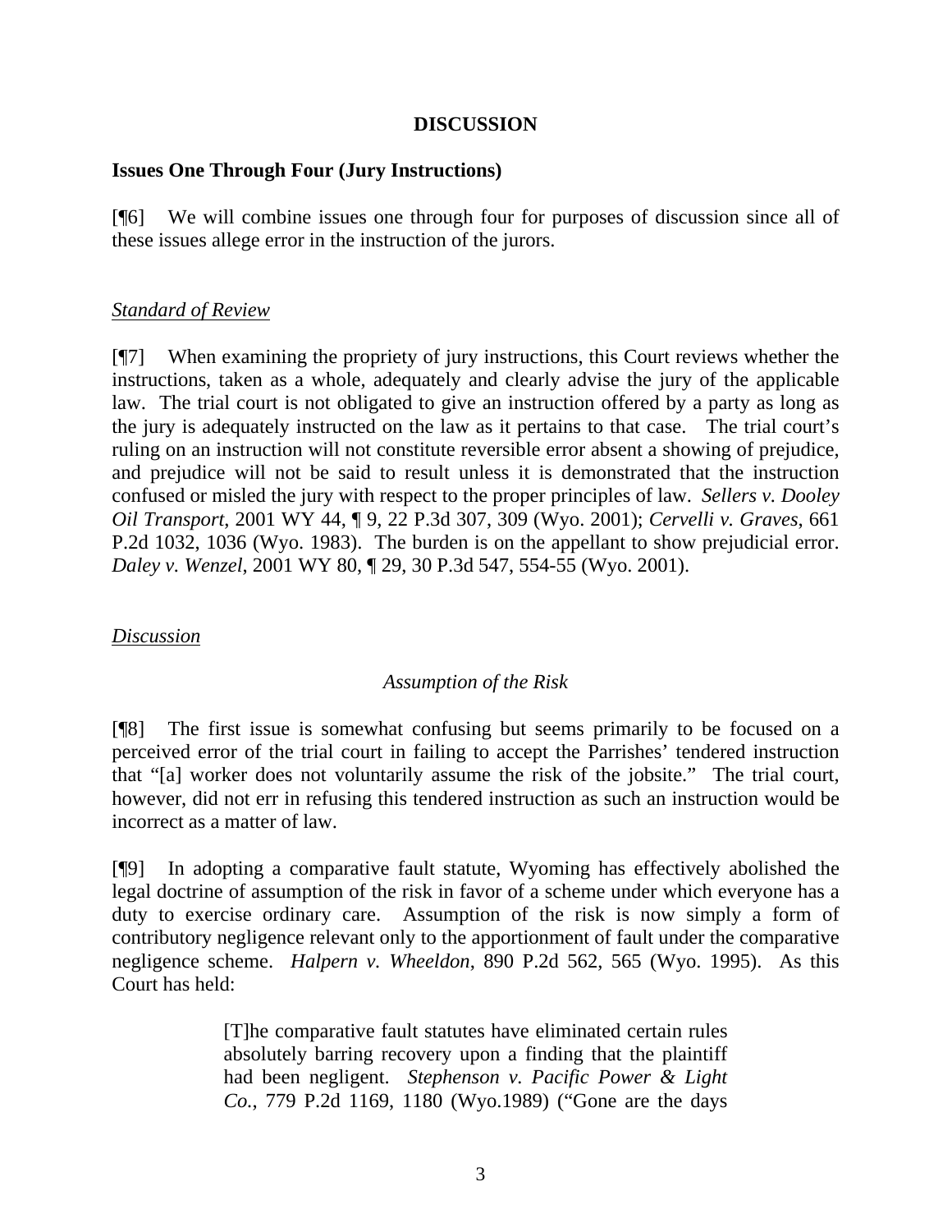## DISCUSSION

### Issues One Through Four (Jury Instructions)

[¶6] We will combine issues one through four for purposes of discussion since all of these issues allege error in the instruction of the jurors.

#### Standard of Review

[¶7] When examining the propriety of jury instructions, this Court reviews whether the instructions, taken as a whole, adequately and clearly advise the jury of the applicable law. The trial court is not obligated to give an instruction offered by a party as long as the jury is adequately instructed on the law as it pertains to that case. The trial court's ruling on an instruction will not constitute reversible error absent a showing of prejudice, and prejudice will not be said to result unless it is demonstrated that the instruction confused or misled the jury with respect to the proper principles of law. *Sellers v. Dooley Oil Transport*, 2001 WY 44, ¶ 9, 22 P.3d 307, 309 (Wyo. 2001); *Cervelli v. Graves*, 661 P.2d 1032, 1036 (Wyo. 1983). The burden is on the appellant to show prejudicial error. *Daley v. Wenzel*, 2001 WY 80, ¶ 29, 30 P.3d 547, 554-55 (Wyo. 2001).

#### Discussion

*Assumption of the Risk*

[¶8] The first issue is somewhat confusing but seems primarily to be focused on a perceived error of the trial court in failing to accept the Parrishes' tendered instruction that "[a] worker does not voluntarily assume the risk of the jobsite." The trial court, however, did not err in refusing this tendered instruction as such an instruction would be incorrect as a matter of law.

[¶9] In adopting a comparative fault statute, Wyoming has effectively abolished the legal doctrine of assumption of the risk in favor of a scheme under which everyone has a duty to exercise ordinary care. Assumption of the risk is now simply a form of contributory negligence relevant only to the apportionment of fault under the comparative negligence scheme. *Halpern v. Wheeldon*, 890 P.2d 562, 565 (Wyo. 1995). As this Court has held:

> [T]he comparative fault statutes have eliminated certain rules absolutely barring recovery upon a finding that the plaintiff had been negligent. *Stephenson v. Pacific Power & Light Co.*, 779 P.2d 1169, 1180 (Wyo.1989) ("Gone are the days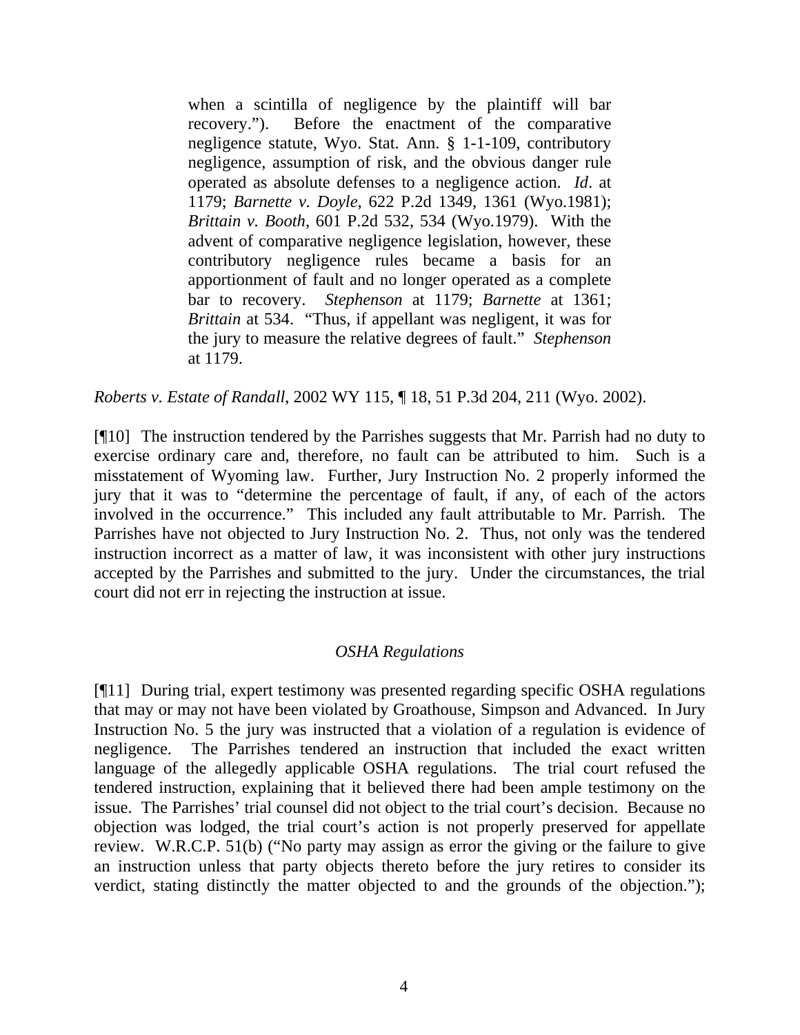> when a scintilla of negligence by the plaintiff will bar recovery."). Before the enactment of the comparative negligence statute, Wyo. Stat. Ann. § 1-1-109, contributory negligence, assumption of risk, and the obvious danger rule operated as absolute defenses to a negligence action. *Id*. at 1179; *Barnette v. Doyle*, 622 P.2d 1349, 1361 (Wyo.1981); *Brittain v. Booth*, 601 P.2d 532, 534 (Wyo.1979). With the advent of comparative negligence legislation, however, these contributory negligence rules became a basis for an apportionment of fault and no longer operated as a complete bar to recovery. *Stephenson* at 1179; *Barnette* at 1361; *Brittain* at 534. "Thus, if appellant was negligent, it was for the jury to measure the relative degrees of fault." *Stephenson* at 1179.

*Roberts v. Estate of Randall*, 2002 WY 115, ¶ 18, 51 P.3d 204, 211 (Wyo. 2002).

[¶10] The instruction tendered by the Parrishes suggests that Mr. Parrish had no duty to exercise ordinary care and, therefore, no fault can be attributed to him. Such is a misstatement of Wyoming law. Further, Jury Instruction No. 2 properly informed the jury that it was to "determine the percentage of fault, if any, of each of the actors involved in the occurrence." This included any fault attributable to Mr. Parrish. The Parrishes have not objected to Jury Instruction No. 2. Thus, not only was the tendered instruction incorrect as a matter of law, it was inconsistent with other jury instructions accepted by the Parrishes and submitted to the jury. Under the circumstances, the trial court did not err in rejecting the instruction at issue.

### *OSHA Regulations*

[¶11] During trial, expert testimony was presented regarding specific OSHA regulations that may or may not have been violated by Groathouse, Simpson and Advanced. In Jury Instruction No. 5 the jury was instructed that a violation of a regulation is evidence of negligence. The Parrishes tendered an instruction that included the exact written language of the allegedly applicable OSHA regulations. The trial court refused the tendered instruction, explaining that it believed there had been ample testimony on the issue. The Parrishes' trial counsel did not object to the trial court's decision. Because no objection was lodged, the trial court's action is not properly preserved for appellate review. W.R.C.P. 51(b) ("No party may assign as error the giving or the failure to give an instruction unless that party objects thereto before the jury retires to consider its verdict, stating distinctly the matter objected to and the grounds of the objection.");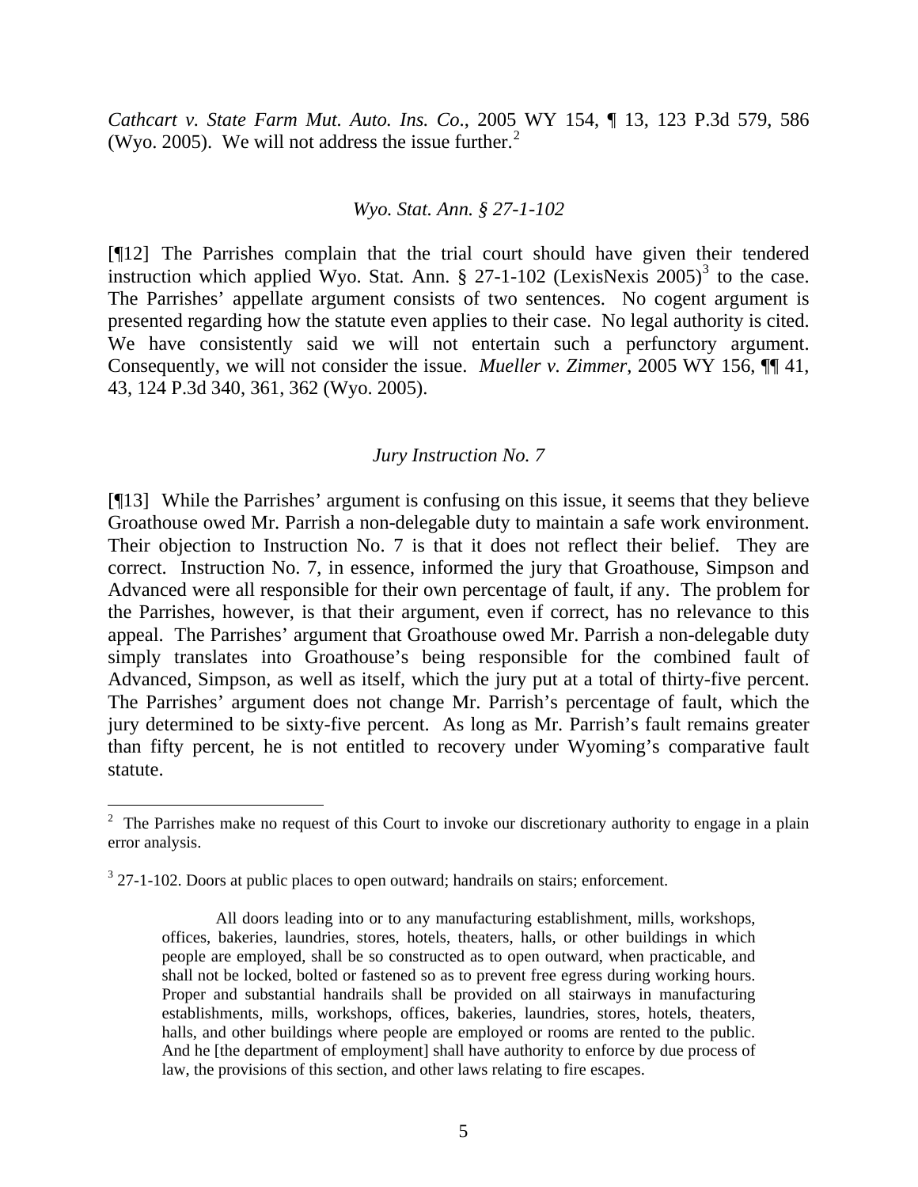*Cathcart v. State Farm Mut. Auto. Ins. Co*., 2005 WY 154, ¶ 13, 123 P.3d 579, 586 (Wyo. 2005). We will not address the issue further.[2]

### *Wyo. Stat. Ann. § 27-1-102*

[¶12] The Parrishes complain that the trial court should have given their tendered instruction which applied Wyo. Stat. Ann. § 27-1-102 (LexisNexis 2005)[3] to the case. The Parrishes' appellate argument consists of two sentences. No cogent argument is presented regarding how the statute even applies to their case. No legal authority is cited. We have consistently said we will not entertain such a perfunctory argument. Consequently, we will not consider the issue. *Mueller v. Zimmer*, 2005 WY 156, ¶¶ 41, 43, 124 P.3d 340, 361, 362 (Wyo. 2005).

### *Jury Instruction No. 7*

[¶13] While the Parrishes' argument is confusing on this issue, it seems that they believe Groathouse owed Mr. Parrish a non-delegable duty to maintain a safe work environment. Their objection to Instruction No. 7 is that it does not reflect their belief. They are correct. Instruction No. 7, in essence, informed the jury that Groathouse, Simpson and Advanced were all responsible for their own percentage of fault, if any. The problem for the Parrishes, however, is that their argument, even if correct, has no relevance to this appeal. The Parrishes' argument that Groathouse owed Mr. Parrish a non-delegable duty simply translates into Groathouse's being responsible for the combined fault of Advanced, Simpson, as well as itself, which the jury put at a total of thirty-five percent. The Parrishes' argument does not change Mr. Parrish's percentage of fault, which the jury determined to be sixty-five percent. As long as Mr. Parrish's fault remains greater than fifty percent, he is not entitled to recovery under Wyoming's comparative fault statute.

---

[2] The Parrishes make no request of this Court to invoke our discretionary authority to engage in a plain error analysis.

[3] 27-1-102. Doors at public places to open outward; handrails on stairs; enforcement.

> All doors leading into or to any manufacturing establishment, mills, workshops, offices, bakeries, laundries, stores, hotels, theaters, halls, or other buildings in which people are employed, shall be so constructed as to open outward, when practicable, and shall not be locked, bolted or fastened so as to prevent free egress during working hours. Proper and substantial handrails shall be provided on all stairways in manufacturing establishments, mills, workshops, offices, bakeries, laundries, stores, hotels, theaters, halls, and other buildings where people are employed or rooms are rented to the public. And he [the department of employment] shall have authority to enforce by due process of law, the provisions of this section, and other laws relating to fire escapes.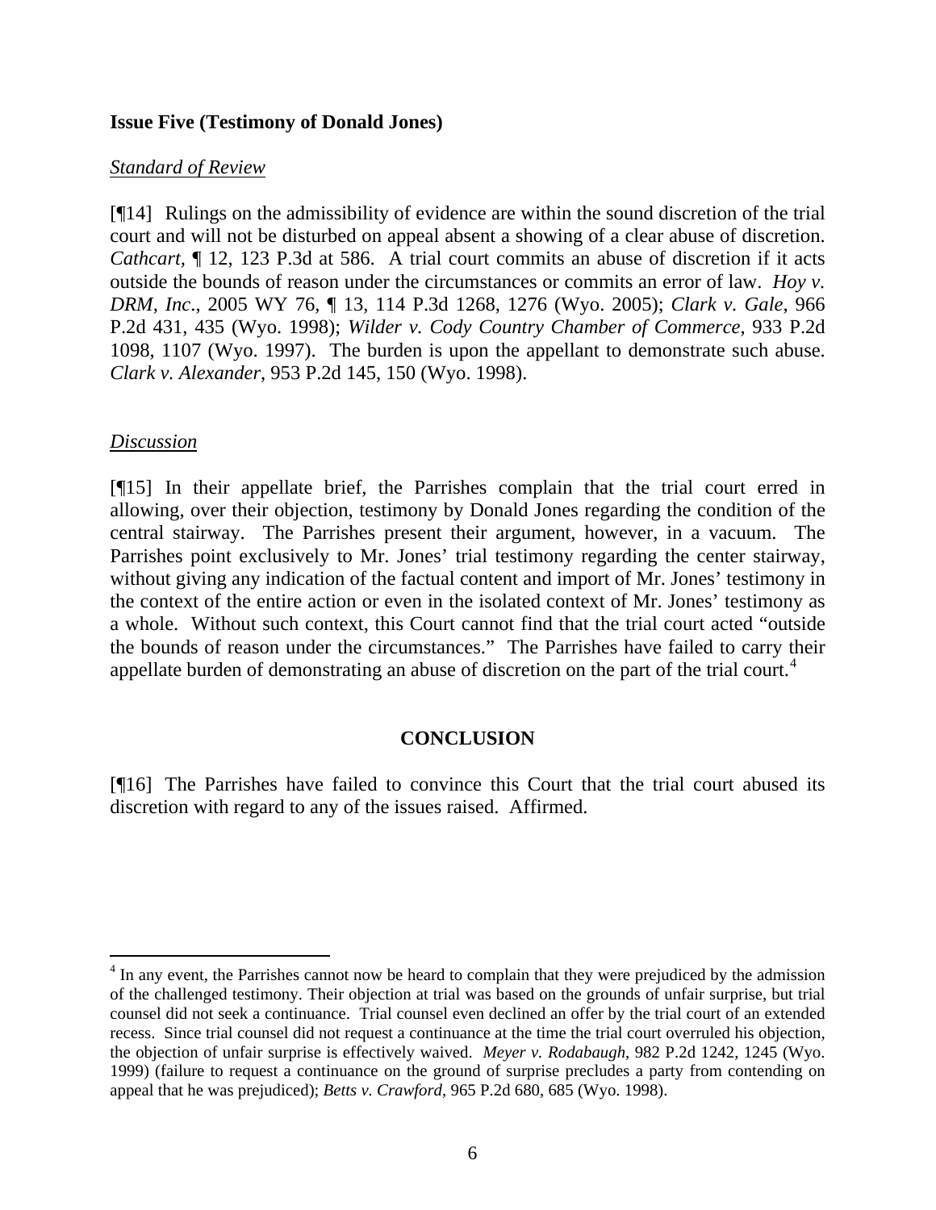**Issue Five (Testimony of Donald Jones)**

*Standard of Review*

[¶14] Rulings on the admissibility of evidence are within the sound discretion of the trial court and will not be disturbed on appeal absent a showing of a clear abuse of discretion. *Cathcart,* ¶ 12, 123 P.3d at 586. A trial court commits an abuse of discretion if it acts outside the bounds of reason under the circumstances or commits an error of law. *Hoy v. DRM, Inc*., 2005 WY 76, ¶ 13, 114 P.3d 1268, 1276 (Wyo. 2005); *Clark v. Gale*, 966 P.2d 431, 435 (Wyo. 1998); *Wilder v. Cody Country Chamber of Commerce*, 933 P.2d 1098, 1107 (Wyo. 1997). The burden is upon the appellant to demonstrate such abuse. *Clark v. Alexander*, 953 P.2d 145, 150 (Wyo. 1998).

*Discussion*

[¶15] In their appellate brief, the Parrishes complain that the trial court erred in allowing, over their objection, testimony by Donald Jones regarding the condition of the central stairway. The Parrishes present their argument, however, in a vacuum. The Parrishes point exclusively to Mr. Jones' trial testimony regarding the center stairway, without giving any indication of the factual content and import of Mr. Jones' testimony in the context of the entire action or even in the isolated context of Mr. Jones' testimony as a whole. Without such context, this Court cannot find that the trial court acted "outside the bounds of reason under the circumstances." The Parrishes have failed to carry their appellate burden of demonstrating an abuse of discretion on the part of the trial court.[4]

**CONCLUSION**

[¶16] The Parrishes have failed to convince this Court that the trial court abused its discretion with regard to any of the issues raised. Affirmed.

---

[4] In any event, the Parrishes cannot now be heard to complain that they were prejudiced by the admission of the challenged testimony. Their objection at trial was based on the grounds of unfair surprise, but trial counsel did not seek a continuance. Trial counsel even declined an offer by the trial court of an extended recess. Since trial counsel did not request a continuance at the time the trial court overruled his objection, the objection of unfair surprise is effectively waived. *Meyer v. Rodabaugh*, 982 P.2d 1242, 1245 (Wyo. 1999) (failure to request a continuance on the ground of surprise precludes a party from contending on appeal that he was prejudiced); *Betts v. Crawford*, 965 P.2d 680, 685 (Wyo. 1998).